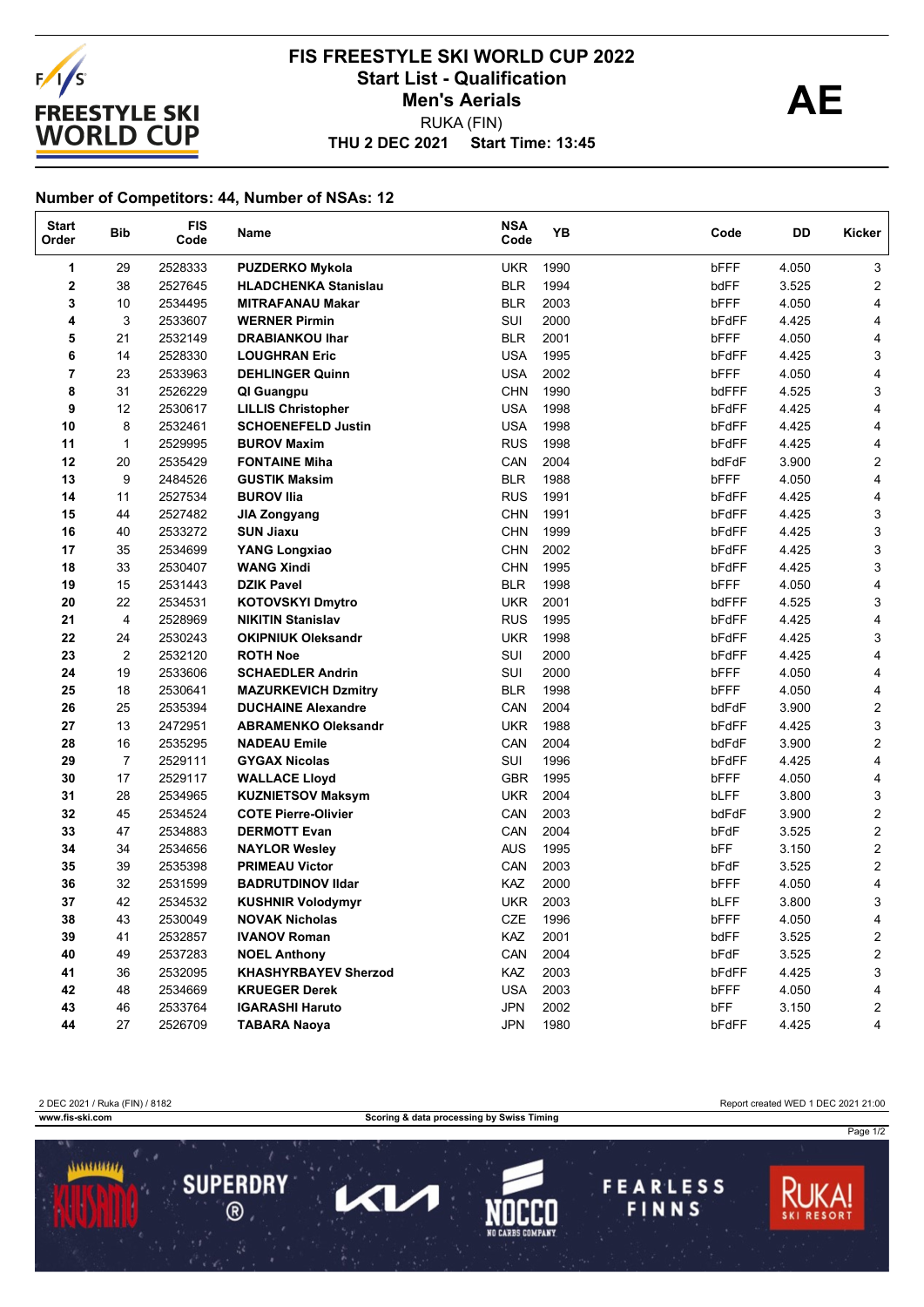# FIS FREESTYLE SKI WORLD CUP 2022

## Start List - Qualification

## Men's Aerials

RUKA (FIN)

**THU 2 DEC 2021 Start Time: 13:45**

**AE**

### Number of Competitors: 44, Number of NSAs: 12

| Start Order | Bib | FIS Code | Name | NSA Code | YB | Code | DD | Kicker |
|---|---|---|---|---|---|---|---|---|
| 1 | 29 | 2528333 | PUZDERKO Mykola | UKR | 1990 | bFFF | 4.050 | 3 |
| 2 | 38 | 2527645 | HLADCHENKA Stanislau | BLR | 1994 | bdFF | 3.525 | 2 |
| 3 | 10 | 2534495 | MITRAFANAU Makar | BLR | 2003 | bFFF | 4.050 | 4 |
| 4 | 3 | 2533607 | WERNER Pirmin | SUI | 2000 | bFdFF | 4.425 | 4 |
| 5 | 21 | 2532149 | DRABIANKOU Ihar | BLR | 2001 | bFFF | 4.050 | 4 |
| 6 | 14 | 2528330 | LOUGHRAN Eric | USA | 1995 | bFdFF | 4.425 | 3 |
| 7 | 23 | 2533963 | DEHLINGER Quinn | USA | 2002 | bFFF | 4.050 | 4 |
| 8 | 31 | 2526229 | QI Guangpu | CHN | 1990 | bdFFF | 4.525 | 3 |
| 9 | 12 | 2530617 | LILLIS Christopher | USA | 1998 | bFdFF | 4.425 | 4 |
| 10 | 8 | 2532461 | SCHOENEFELD Justin | USA | 1998 | bFdFF | 4.425 | 4 |
| 11 | 1 | 2529995 | BUROV Maxim | RUS | 1998 | bFdFF | 4.425 | 4 |
| 12 | 20 | 2535429 | FONTAINE Miha | CAN | 2004 | bdFdF | 3.900 | 2 |
| 13 | 9 | 2484526 | GUSTIK Maksim | BLR | 1988 | bFFF | 4.050 | 4 |
| 14 | 11 | 2527534 | BUROV Ilia | RUS | 1991 | bFdFF | 4.425 | 4 |
| 15 | 44 | 2527482 | JIA Zongyang | CHN | 1991 | bFdFF | 4.425 | 3 |
| 16 | 40 | 2533272 | SUN Jiaxu | CHN | 1999 | bFdFF | 4.425 | 3 |
| 17 | 35 | 2534699 | YANG Longxiao | CHN | 2002 | bFdFF | 4.425 | 3 |
| 18 | 33 | 2530407 | WANG Xindi | CHN | 1995 | bFdFF | 4.425 | 3 |
| 19 | 15 | 2531443 | DZIK Pavel | BLR | 1998 | bFFF | 4.050 | 4 |
| 20 | 22 | 2534531 | KOTOVSKYI Dmytro | UKR | 2001 | bdFFF | 4.525 | 3 |
| 21 | 4 | 2528969 | NIKITIN Stanislav | RUS | 1995 | bFdFF | 4.425 | 4 |
| 22 | 24 | 2530243 | OKIPNIUK Oleksandr | UKR | 1998 | bFdFF | 4.425 | 3 |
| 23 | 2 | 2532120 | ROTH Noe | SUI | 2000 | bFdFF | 4.425 | 4 |
| 24 | 19 | 2533606 | SCHAEDLER Andrin | SUI | 2000 | bFFF | 4.050 | 4 |
| 25 | 18 | 2530641 | MAZURKEVICH Dzmitry | BLR | 1998 | bFFF | 4.050 | 4 |
| 26 | 25 | 2535394 | DUCHAINE Alexandre | CAN | 2004 | bdFdF | 3.900 | 2 |
| 27 | 13 | 2472951 | ABRAMENKO Oleksandr | UKR | 1988 | bFdFF | 4.425 | 3 |
| 28 | 16 | 2535295 | NADEAU Emile | CAN | 2004 | bdFdF | 3.900 | 2 |
| 29 | 7 | 2529111 | GYGAX Nicolas | SUI | 1996 | bFdFF | 4.425 | 4 |
| 30 | 17 | 2529117 | WALLACE Lloyd | GBR | 1995 | bFFF | 4.050 | 4 |
| 31 | 28 | 2534965 | KUZNIETSOV Maksym | UKR | 2004 | bLFF | 3.800 | 3 |
| 32 | 45 | 2534524 | COTE Pierre-Olivier | CAN | 2003 | bdFdF | 3.900 | 2 |
| 33 | 47 | 2534883 | DERMOTT Evan | CAN | 2004 | bFdF | 3.525 | 2 |
| 34 | 34 | 2534656 | NAYLOR Wesley | AUS | 1995 | bFF | 3.150 | 2 |
| 35 | 39 | 2535398 | PRIMEAU Victor | CAN | 2003 | bFdF | 3.525 | 2 |
| 36 | 32 | 2531599 | BADRUTDINOV Ildar | KAZ | 2000 | bFFF | 4.050 | 4 |
| 37 | 42 | 2534532 | KUSHNIR Volodymyr | UKR | 2003 | bLFF | 3.800 | 3 |
| 38 | 43 | 2530049 | NOVAK Nicholas | CZE | 1996 | bFFF | 4.050 | 4 |
| 39 | 41 | 2532857 | IVANOV Roman | KAZ | 2001 | bdFF | 3.525 | 2 |
| 40 | 49 | 2537283 | NOEL Anthony | CAN | 2004 | bFdF | 3.525 | 2 |
| 41 | 36 | 2532095 | KHASHYRBAYEV Sherzod | KAZ | 2003 | bFdFF | 4.425 | 3 |
| 42 | 48 | 2534669 | KRUEGER Derek | USA | 2003 | bFFF | 4.050 | 4 |
| 43 | 46 | 2533764 | IGARASHI Haruto | JPN | 2002 | bFF | 3.150 | 2 |
| 44 | 27 | 2526709 | TABARA Naoya | JPN | 1980 | bFdFF | 4.425 | 4 |

2 DEC 2021 / Ruka (FIN) / 8182

Report created WED 1 DEC 2021 21:00

www.fis-ski.com

Scoring & data processing by Swiss Timing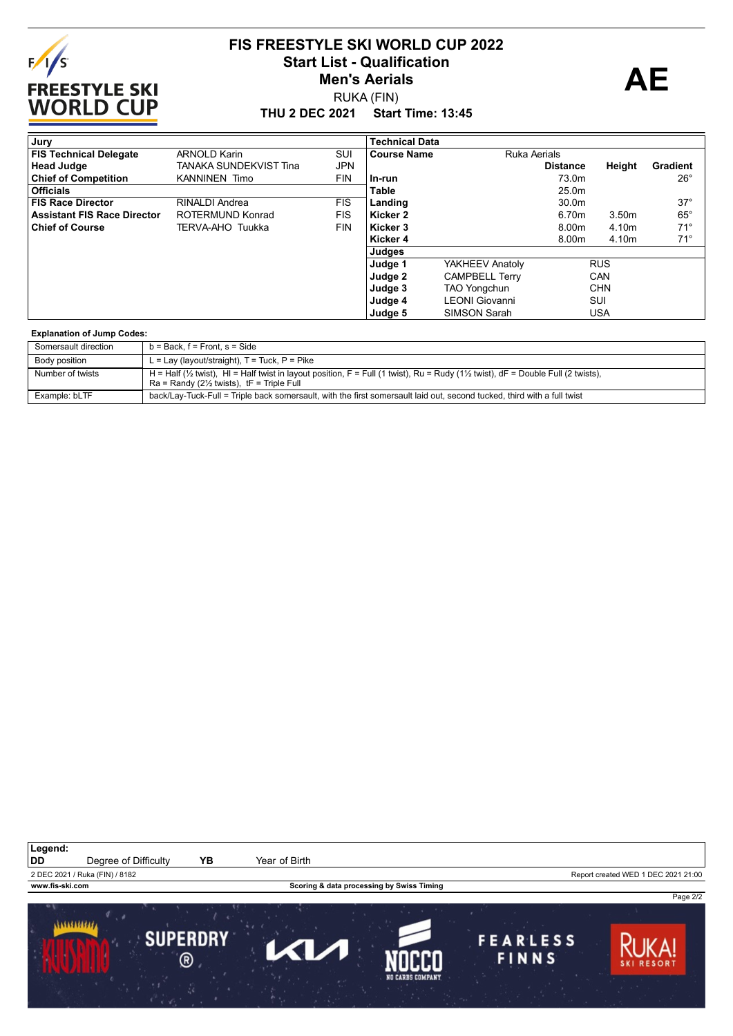# FIS FREESTYLE SKI WORLD CUP 2022

## Start List - Qualification

## Men's Aerials

RUKA (FIN)

**THU 2 DEC 2021 Start Time: 13:45**

**AE**

| Jury | | |
|---|---|---|
| **FIS Technical Delegate** | ARNOLD Karin | SUI |
| **Head Judge** | TANAKA SUNDEKVIST Tina | JPN |
| **Chief of Competition** | KANNINEN Timo | FIN |
| **Officials** | | |
| **FIS Race Director** | RINALDI Andrea | FIS |
| **Assistant FIS Race Director** | ROTERMUND Konrad | FIS |
| **Chief of Course** | TERVA-AHO Tuukka | FIN |

| Technical Data | | | |
|---|---|---|---|
| **Course Name** | Ruka Aerials | | |
| | **Distance** | **Height** | **Gradient** |
| **In-run** | 73.0m | | 26° |
| **Table** | 25.0m | | |
| **Landing** | 30.0m | | 37° |
| **Kicker 2** | 6.70m | 3.50m | 65° |
| **Kicker 3** | 8.00m | 4.10m | 71° |
| **Kicker 4** | 8.00m | 4.10m | 71° |

| Judges | | |
|---|---|---|
| **Judge 1** | YAKHEEV Anatoly | RUS |
| **Judge 2** | CAMPBELL Terry | CAN |
| **Judge 3** | TAO Yongchun | CHN |
| **Judge 4** | LEONI Giovanni | SUI |
| **Judge 5** | SIMSON Sarah | USA |

**Explanation of Jump Codes:**

| | |
|---|---|
| Somersault direction | b = Back, f = Front, s = Side |
| Body position | L = Lay (layout/straight), T = Tuck, P = Pike |
| Number of twists | H = Half (½ twist), Hl = Half twist in layout position, F = Full (1 twist), Ru = Rudy (1½ twist), dF = Double Full (2 twists), Ra = Randy (2½ twists), tF = Triple Full |
| Example: bLTF | back/Lay-Tuck-Full = Triple back somersault, with the first somersault laid out, second tucked, third with a full twist |

**Legend:**

| | | | |
|---|---|---|---|
| **DD** | Degree of Difficulty | **YB** | Year of Birth |

2 DEC 2021 / Ruka (FIN) / 8182

Report created WED 1 DEC 2021 21:00

www.fis-ski.com

Scoring & data processing by Swiss Timing